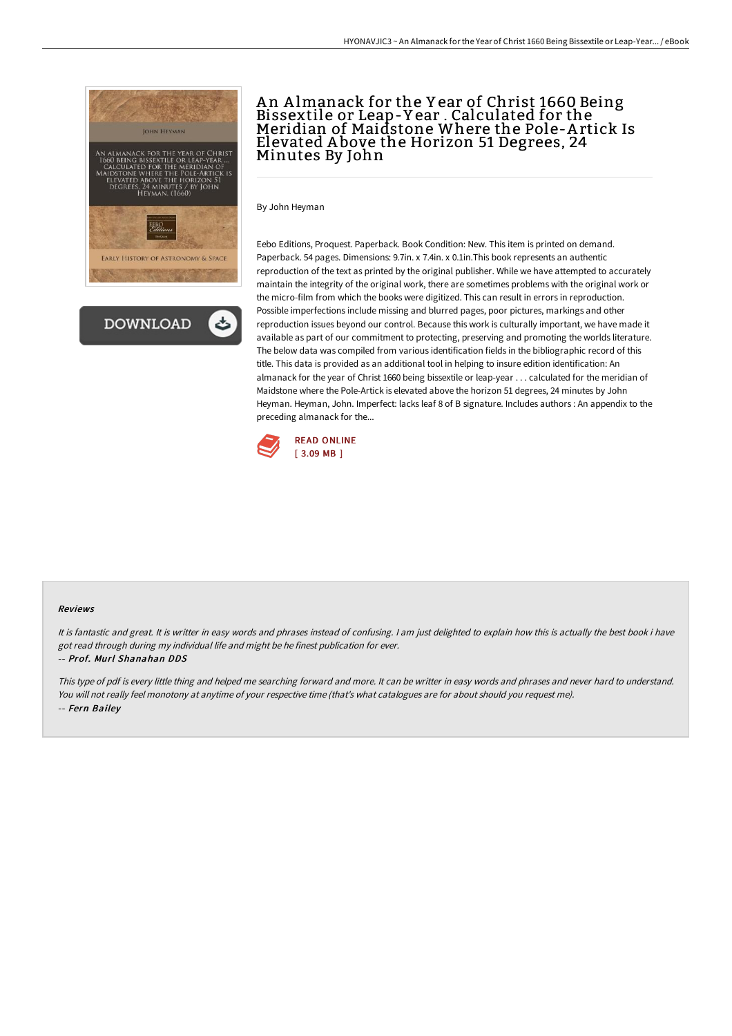# An Almanack for the Year of Christ 1660 Being Bissextile or Leap-Year . Calculated for the Meridian of Maidstone Where the Pole-Artick Is Elevated Above the Horizon 51 Degrees, 24 Minutes By John

By John Heyman

Eebo Editions, Proquest. Paperback. Book Condition: New. This item is printed on demand. Paperback. 54 pages. Dimensions: 9.7in. x 7.4in. x 0.1in.This book represents an authentic reproduction of the text as printed by the original publisher. While we have attempted to accurately maintain the integrity of the original work, there are sometimes problems with the original work or the micro-film from which the books were digitized. This can result in errors in reproduction. Possible imperfections include missing and blurred pages, poor pictures, markings and other reproduction issues beyond our control. Because this work is culturally important, we have made it available as part of our commitment to protecting, preserving and promoting the worlds literature. The below data was compiled from various identification fields in the bibliographic record of this title. This data is provided as an additional tool in helping to insure edition identification: An almanack for the year of Christ 1660 being bissextile or leap-year . . . calculated for the meridian of Maidstone where the Pole-Artick is elevated above the horizon 51 degrees, 24 minutes by John Heyman. Heyman, John. Imperfect: lacks leaf 8 of B signature. Includes authors : An appendix to the preceding almanack for the...

READ ONLINE
[ 3.09 MB ]

#### Reviews

*It is fantastic and great. It is writter in easy words and phrases instead of confusing. I am just delighted to explain how this is actually the best book i have got read through during my individual life and might be he finest publication for ever.*

-- *Prof. Murl Shanahan DDS*

*This type of pdf is every little thing and helped me searching forward and more. It can be writter in easy words and phrases and never hard to understand. You will not really feel monotony at anytime of your respective time (that's what catalogues are for about should you request me).*

-- *Fern Bailey*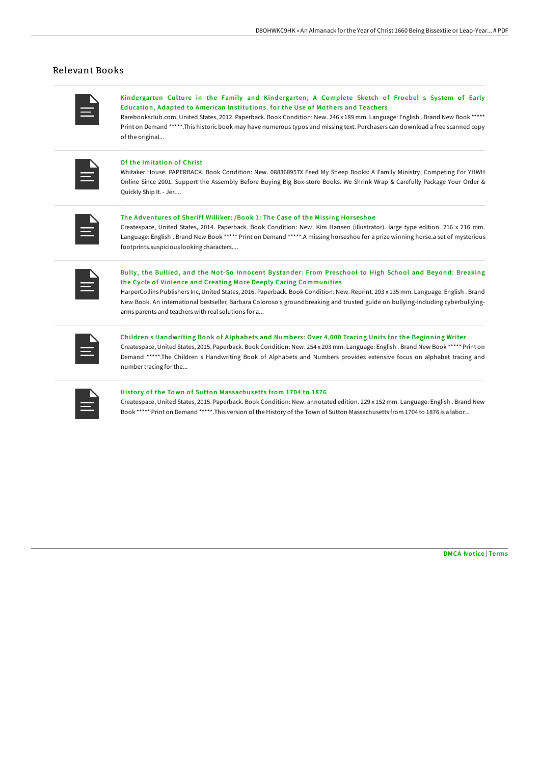## Relevant Books

**Kindergarten Culture in the Family and Kindergarten; A Complete Sketch of Froebel s System of Early Education, Adapted to American Institutions. for the Use of Mothers and Teachers**

Rarebooksclub.com, United States, 2012. Paperback. Book Condition: New. 246 x 189 mm. Language: English . Brand New Book ***** Print on Demand *****.This historic book may have numerous typos and missing text. Purchasers can download a free scanned copy of the original...

**Of the Imitation of Christ**

Whitaker House. PAPERBACK. Book Condition: New. 088368957X Feed My Sheep Books: A Family Ministry, Competing For YHWH Online Since 2001. Support the Assembly Before Buying Big Box-store Books. We Shrink Wrap & Carefully Package Your Order & Quickly Ship It. - Jer....

**The Adventures of Sheriff Williker: /Book 1: The Case of the Missing Horseshoe**

Createspace, United States, 2014. Paperback. Book Condition: New. Kim Hansen (illustrator). large type edition. 216 x 216 mm. Language: English . Brand New Book ***** Print on Demand *****.A missing horseshoe for a prize winning horse.a set of mysterious footprints.suspicious looking characters....

**Bully, the Bullied, and the Not-So Innocent Bystander: From Preschool to High School and Beyond: Breaking the Cycle of Violence and Creating More Deeply Caring Communities**

HarperCollins Publishers Inc, United States, 2016. Paperback. Book Condition: New. Reprint. 203 x 135 mm. Language: English . Brand New Book. An international bestseller, Barbara Coloroso s groundbreaking and trusted guide on bullying-including cyberbullying-arms parents and teachers with real solutions for a...

**Children s Handwriting Book of Alphabets and Numbers: Over 4,000 Tracing Units for the Beginning Writer**

Createspace, United States, 2015. Paperback. Book Condition: New. 254 x 203 mm. Language: English . Brand New Book ***** Print on Demand *****.The Children s Handwriting Book of Alphabets and Numbers provides extensive focus on alphabet tracing and number tracing for the...

**History of the Town of Sutton Massachusetts from 1704 to 1876**

Createspace, United States, 2015. Paperback. Book Condition: New. annotated edition. 229 x 152 mm. Language: English . Brand New Book ***** Print on Demand *****.This version of the History of the Town of Sutton Massachusetts from 1704 to 1876 is a labor...

DMCA Notice | Terms